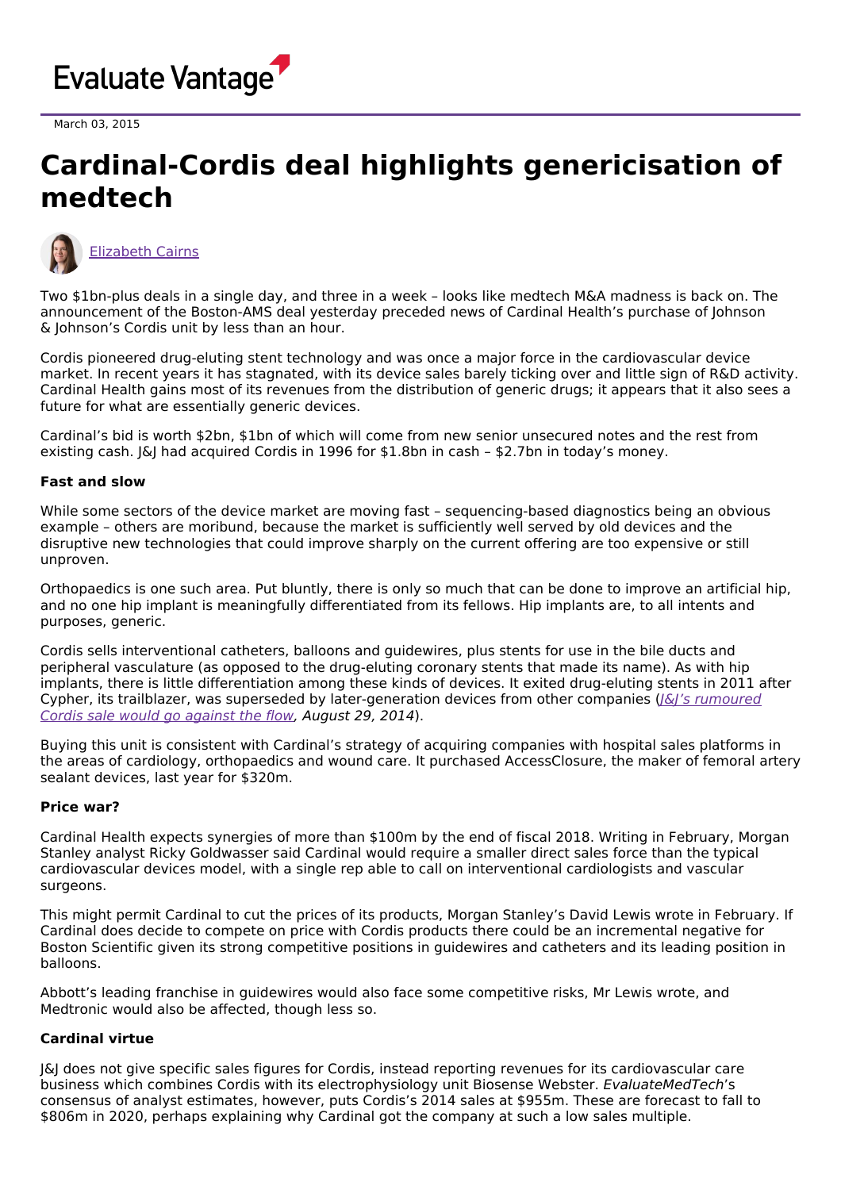Evaluate Vantage

March 03, 2015

# Cardinal-Cordis deal highlights genericisation of medtech

Elizabeth Cairns

Two $1bn-plus deals in a single day, and three in a week – looks like medtech M&A madness is back on. The announcement of the Boston-AMS deal yesterday preceded news of Cardinal Health's purchase of Johnson & Johnson's Cordis unit by less than an hour.

Cordis pioneered drug-eluting stent technology and was once a major force in the cardiovascular device market. In recent years it has stagnated, with its device sales barely ticking over and little sign of R&D activity. Cardinal Health gains most of its revenues from the distribution of generic drugs; it appears that it also sees a future for what are essentially generic devices.

Cardinal's bid is worth $2bn, $1bn of which will come from new senior unsecured notes and the rest from existing cash. J&J had acquired Cordis in 1996 for $1.8bn in cash – $2.7bn in today's money.

**Fast and slow**

While some sectors of the device market are moving fast – sequencing-based diagnostics being an obvious example – others are moribund, because the market is sufficiently well served by old devices and the disruptive new technologies that could improve sharply on the current offering are too expensive or still unproven.

Orthopaedics is one such area. Put bluntly, there is only so much that can be done to improve an artificial hip, and no one hip implant is meaningfully differentiated from its fellows. Hip implants are, to all intents and purposes, generic.

Cordis sells interventional catheters, balloons and guidewires, plus stents for use in the bile ducts and peripheral vasculature (as opposed to the drug-eluting coronary stents that made its name). As with hip implants, there is little differentiation among these kinds of devices. It exited drug-eluting stents in 2011 after Cypher, its trailblazer, was superseded by later-generation devices from other companies (*J&J's rumoured Cordis sale would go against the flow, August 29, 2014*).

Buying this unit is consistent with Cardinal's strategy of acquiring companies with hospital sales platforms in the areas of cardiology, orthopaedics and wound care. It purchased AccessClosure, the maker of femoral artery sealant devices, last year for $320m.

**Price war?**

Cardinal Health expects synergies of more than $100m by the end of fiscal 2018. Writing in February, Morgan Stanley analyst Ricky Goldwasser said Cardinal would require a smaller direct sales force than the typical cardiovascular devices model, with a single rep able to call on interventional cardiologists and vascular surgeons.

This might permit Cardinal to cut the prices of its products, Morgan Stanley's David Lewis wrote in February. If Cardinal does decide to compete on price with Cordis products there could be an incremental negative for Boston Scientific given its strong competitive positions in guidewires and catheters and its leading position in balloons.

Abbott's leading franchise in guidewires would also face some competitive risks, Mr Lewis wrote, and Medtronic would also be affected, though less so.

**Cardinal virtue**

J&J does not give specific sales figures for Cordis, instead reporting revenues for its cardiovascular care business which combines Cordis with its electrophysiology unit Biosense Webster. *EvaluateMedTech*'s consensus of analyst estimates, however, puts Cordis's 2014 sales at $955m. These are forecast to fall to $806m in 2020, perhaps explaining why Cardinal got the company at such a low sales multiple.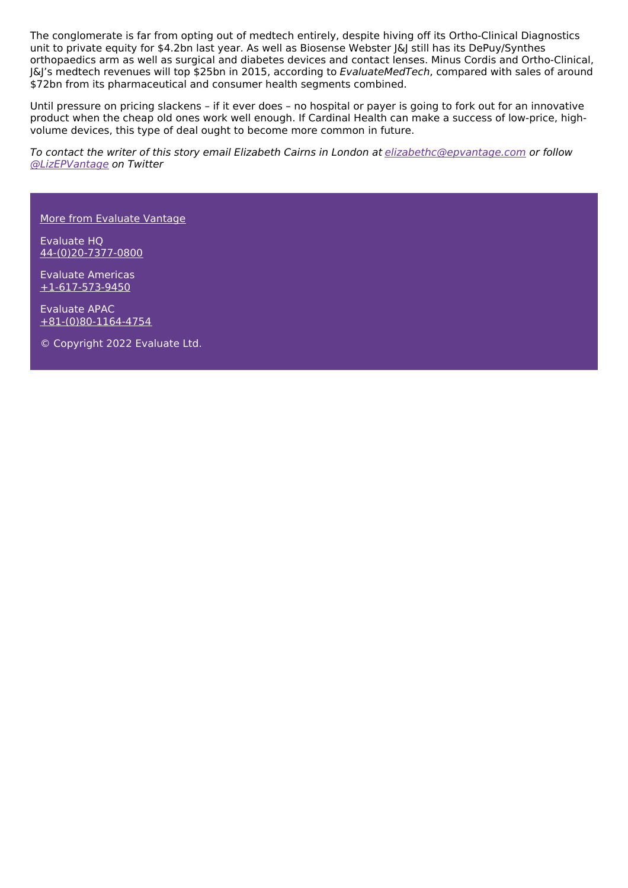The conglomerate is far from opting out of medtech entirely, despite hiving off its Ortho-Clinical Diagnostics unit to private equity for $4.2bn last year. As well as Biosense Webster J&J still has its DePuy/Synthes orthopaedics arm as well as surgical and diabetes devices and contact lenses. Minus Cordis and Ortho-Clinical, J&J's medtech revenues will top $25bn in 2015, according to *EvaluateMedTech*, compared with sales of around $72bn from its pharmaceutical and consumer health segments combined.

Until pressure on pricing slackens – if it ever does – no hospital or payer is going to fork out for an innovative product when the cheap old ones work well enough. If Cardinal Health can make a success of low-price, high-volume devices, this type of deal ought to become more common in future.

*To contact the writer of this story email Elizabeth Cairns in London at [elizabethc@epvantage.com](mailto:elizabethc@epvantage.com) or follow [@LizEPVantage](https://twitter.com/LizEPVantage) on Twitter*

[More from Evaluate Vantage]()

Evaluate HQ
44-(0)20-7377-0800

Evaluate Americas
+1-617-573-9450

Evaluate APAC
+81-(0)80-1164-4754

© Copyright 2022 Evaluate Ltd.